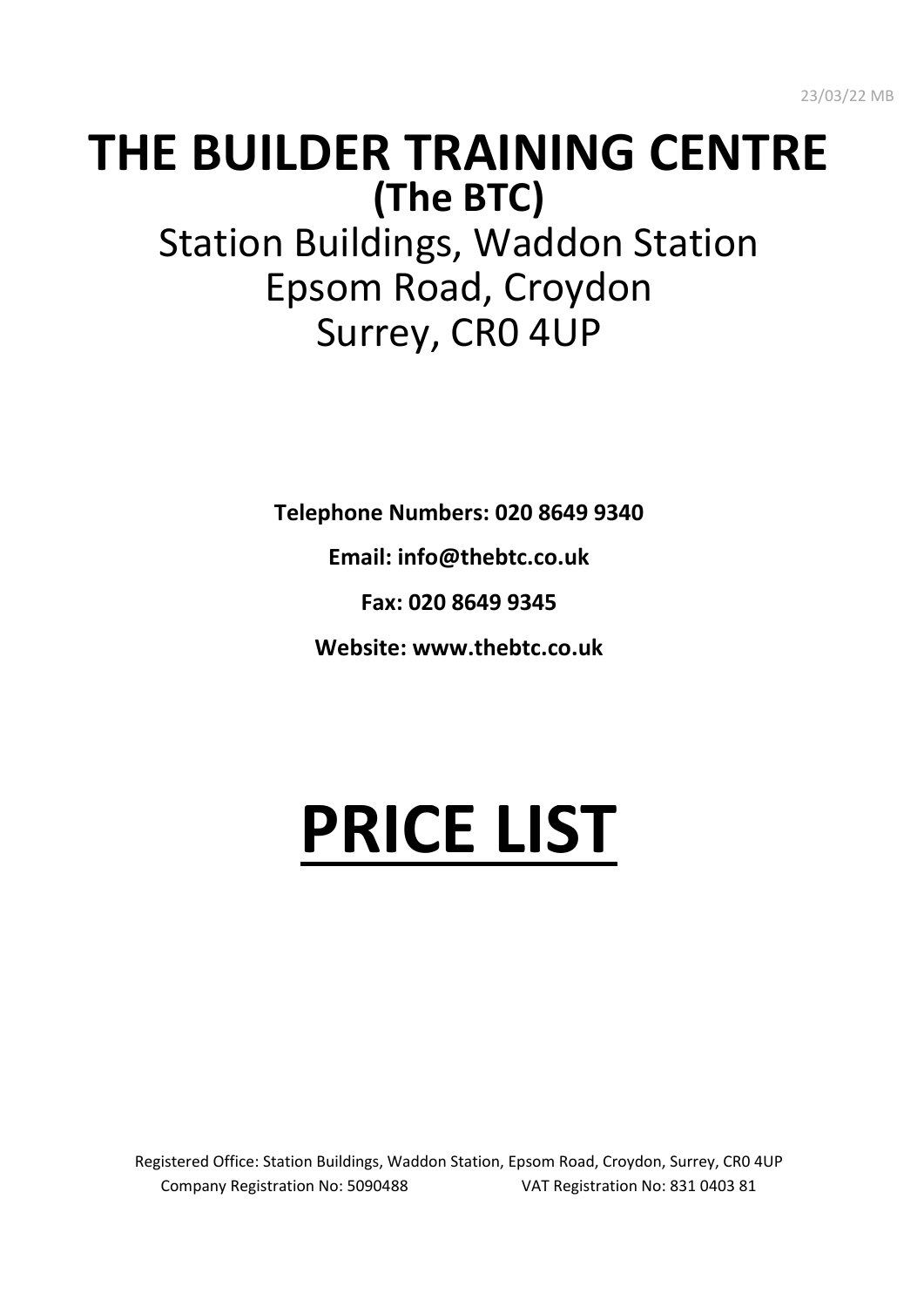23/03/22 MB

# THE BUILDER TRAINING CENTRE

## (The BTC)

Station Buildings, Waddon Station
Epsom Road, Croydon
Surrey, CR0 4UP

**Telephone Numbers: 020 8649 9340**

**Email: info@thebtc.co.uk**

**Fax: 020 8649 9345**

**Website: www.thebtc.co.uk**

# PRICE LIST

Registered Office: Station Buildings, Waddon Station, Epsom Road, Croydon, Surrey, CR0 4UP
Company Registration No: 5090488 VAT Registration No: 831 0403 81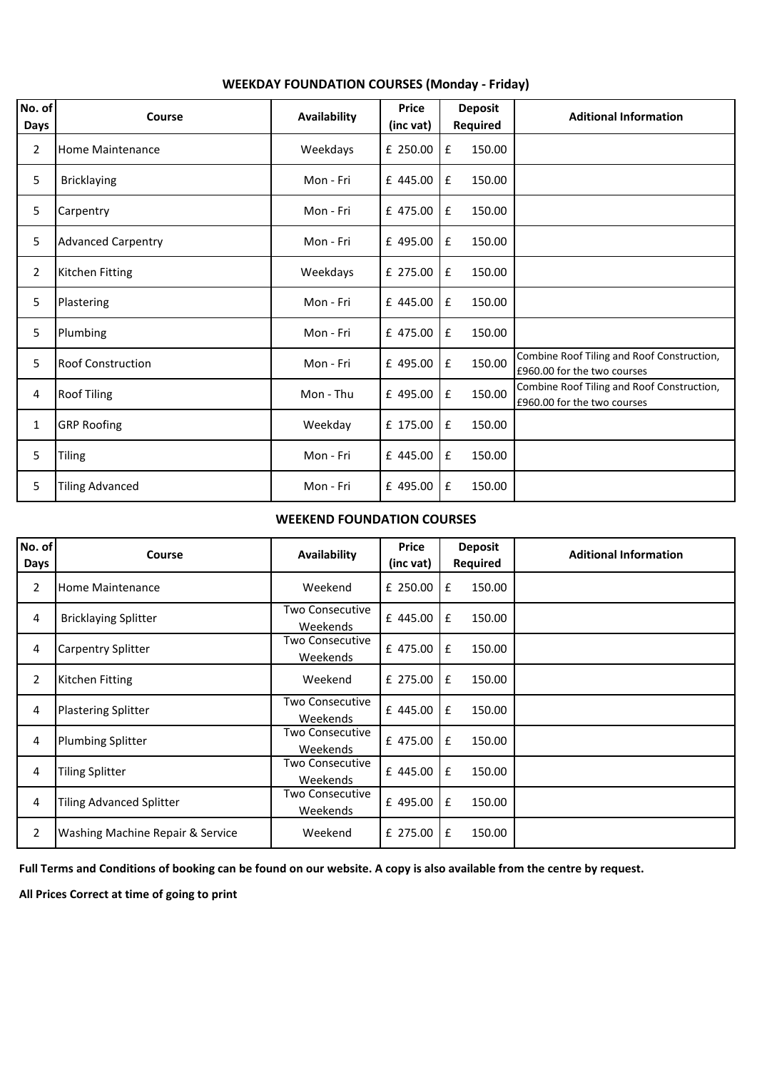## WEEKDAY FOUNDATION COURSES (Monday - Friday)

| No. of Days | Course | Availability | Price (inc vat) | Deposit Required | Aditional Information |
|---|---|---|---|---|---|
| 2 | Home Maintenance | Weekdays | £ 250.00 | £ 150.00 | |
| 5 | Bricklaying | Mon - Fri | £ 445.00 | £ 150.00 | |
| 5 | Carpentry | Mon - Fri | £ 475.00 | £ 150.00 | |
| 5 | Advanced Carpentry | Mon - Fri | £ 495.00 | £ 150.00 | |
| 2 | Kitchen Fitting | Weekdays | £ 275.00 | £ 150.00 | |
| 5 | Plastering | Mon - Fri | £ 445.00 | £ 150.00 | |
| 5 | Plumbing | Mon - Fri | £ 475.00 | £ 150.00 | |
| 5 | Roof Construction | Mon - Fri | £ 495.00 | £ 150.00 | Combine Roof Tiling and Roof Construction, £960.00 for the two courses |
| 4 | Roof Tiling | Mon - Thu | £ 495.00 | £ 150.00 | Combine Roof Tiling and Roof Construction, £960.00 for the two courses |
| 1 | GRP Roofing | Weekday | £ 175.00 | £ 150.00 | |
| 5 | Tiling | Mon - Fri | £ 445.00 | £ 150.00 | |
| 5 | Tiling Advanced | Mon - Fri | £ 495.00 | £ 150.00 | |

## WEEKEND FOUNDATION COURSES

| No. of Days | Course | Availability | Price (inc vat) | Deposit Required | Aditional Information |
|---|---|---|---|---|---|
| 2 | Home Maintenance | Weekend | £ 250.00 | £ 150.00 | |
| 4 | Bricklaying Splitter | Two Consecutive Weekends | £ 445.00 | £ 150.00 | |
| 4 | Carpentry Splitter | Two Consecutive Weekends | £ 475.00 | £ 150.00 | |
| 2 | Kitchen Fitting | Weekend | £ 275.00 | £ 150.00 | |
| 4 | Plastering Splitter | Two Consecutive Weekends | £ 445.00 | £ 150.00 | |
| 4 | Plumbing Splitter | Two Consecutive Weekends | £ 475.00 | £ 150.00 | |
| 4 | Tiling Splitter | Two Consecutive Weekends | £ 445.00 | £ 150.00 | |
| 4 | Tiling Advanced Splitter | Two Consecutive Weekends | £ 495.00 | £ 150.00 | |
| 2 | Washing Machine Repair & Service | Weekend | £ 275.00 | £ 150.00 | |

**Full Terms and Conditions of booking can be found on our website. A copy is also available from the centre by request.**

**All Prices Correct at time of going to print**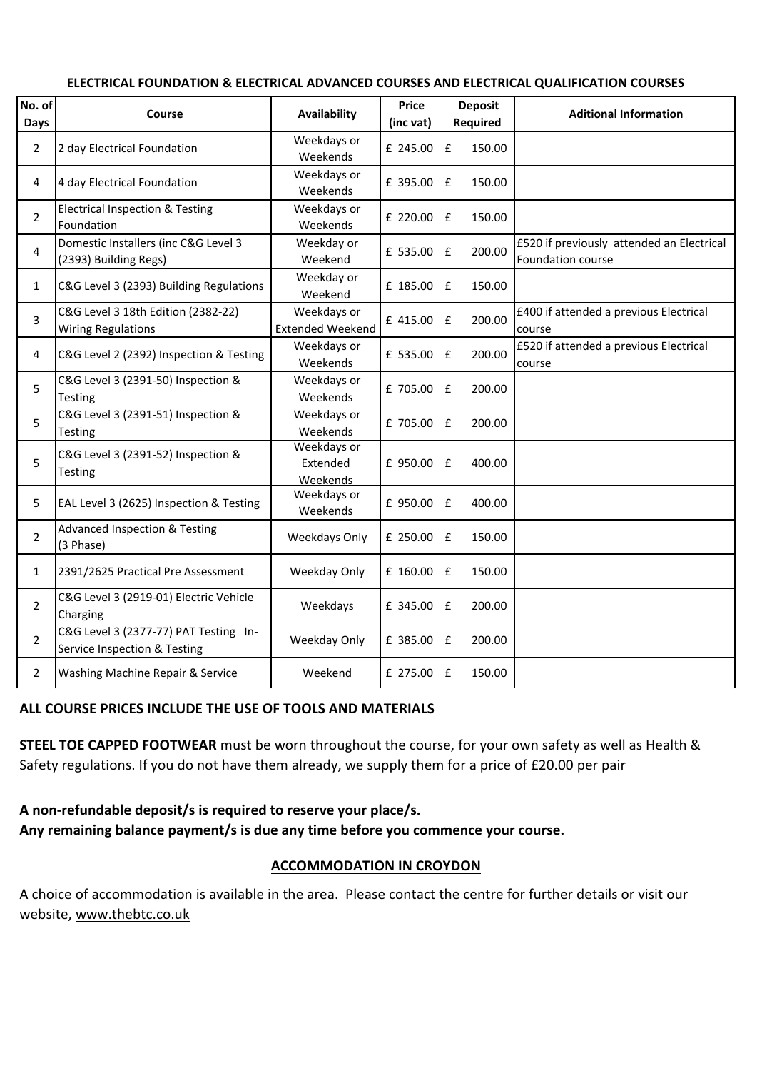**ELECTRICAL FOUNDATION & ELECTRICAL ADVANCED COURSES AND ELECTRICAL QUALIFICATION COURSES**

| No. of Days | Course | Availability | Price (inc vat) | Deposit Required | Aditional Information |
|---|---|---|---|---|---|
| 2 | 2 day Electrical Foundation | Weekdays or Weekends | £ 245.00 | £ 150.00 | |
| 4 | 4 day Electrical Foundation | Weekdays or Weekends | £ 395.00 | £ 150.00 | |
| 2 | Electrical Inspection & Testing Foundation | Weekdays or Weekends | £ 220.00 | £ 150.00 | |
| 4 | Domestic Installers (inc C&G Level 3 (2393) Building Regs) | Weekday or Weekend | £ 535.00 | £ 200.00 | £520 if previously attended an Electrical Foundation course |
| 1 | C&G Level 3 (2393) Building Regulations | Weekday or Weekend | £ 185.00 | £ 150.00 | |
| 3 | C&G Level 3 18th Edition (2382-22) Wiring Regulations | Weekdays or Extended Weekend | £ 415.00 | £ 200.00 | £400 if attended a previous Electrical course |
| 4 | C&G Level 2 (2392) Inspection & Testing | Weekdays or Weekends | £ 535.00 | £ 200.00 | £520 if attended a previous Electrical course |
| 5 | C&G Level 3 (2391-50) Inspection & Testing | Weekdays or Weekends | £ 705.00 | £ 200.00 | |
| 5 | C&G Level 3 (2391-51) Inspection & Testing | Weekdays or Weekends | £ 705.00 | £ 200.00 | |
| 5 | C&G Level 3 (2391-52) Inspection & Testing | Weekdays or Extended Weekends | £ 950.00 | £ 400.00 | |
| 5 | EAL Level 3 (2625) Inspection & Testing | Weekdays or Weekends | £ 950.00 | £ 400.00 | |
| 2 | Advanced Inspection & Testing (3 Phase) | Weekdays Only | £ 250.00 | £ 150.00 | |
| 1 | 2391/2625 Practical Pre Assessment | Weekday Only | £ 160.00 | £ 150.00 | |
| 2 | C&G Level 3 (2919-01) Electric Vehicle Charging | Weekdays | £ 345.00 | £ 200.00 | |
| 2 | C&G Level 3 (2377-77) PAT Testing In-Service Inspection & Testing | Weekday Only | £ 385.00 | £ 200.00 | |
| 2 | Washing Machine Repair & Service | Weekend | £ 275.00 | £ 150.00 | |

**ALL COURSE PRICES INCLUDE THE USE OF TOOLS AND MATERIALS**

**STEEL TOE CAPPED FOOTWEAR** must be worn throughout the course, for your own safety as well as Health & Safety regulations. If you do not have them already, we supply them for a price of £20.00 per pair

**A non-refundable deposit/s is required to reserve your place/s.**
**Any remaining balance payment/s is due any time before you commence your course.**

## ACCOMMODATION IN CROYDON

A choice of accommodation is available in the area. Please contact the centre for further details or visit our website, www.thebtc.co.uk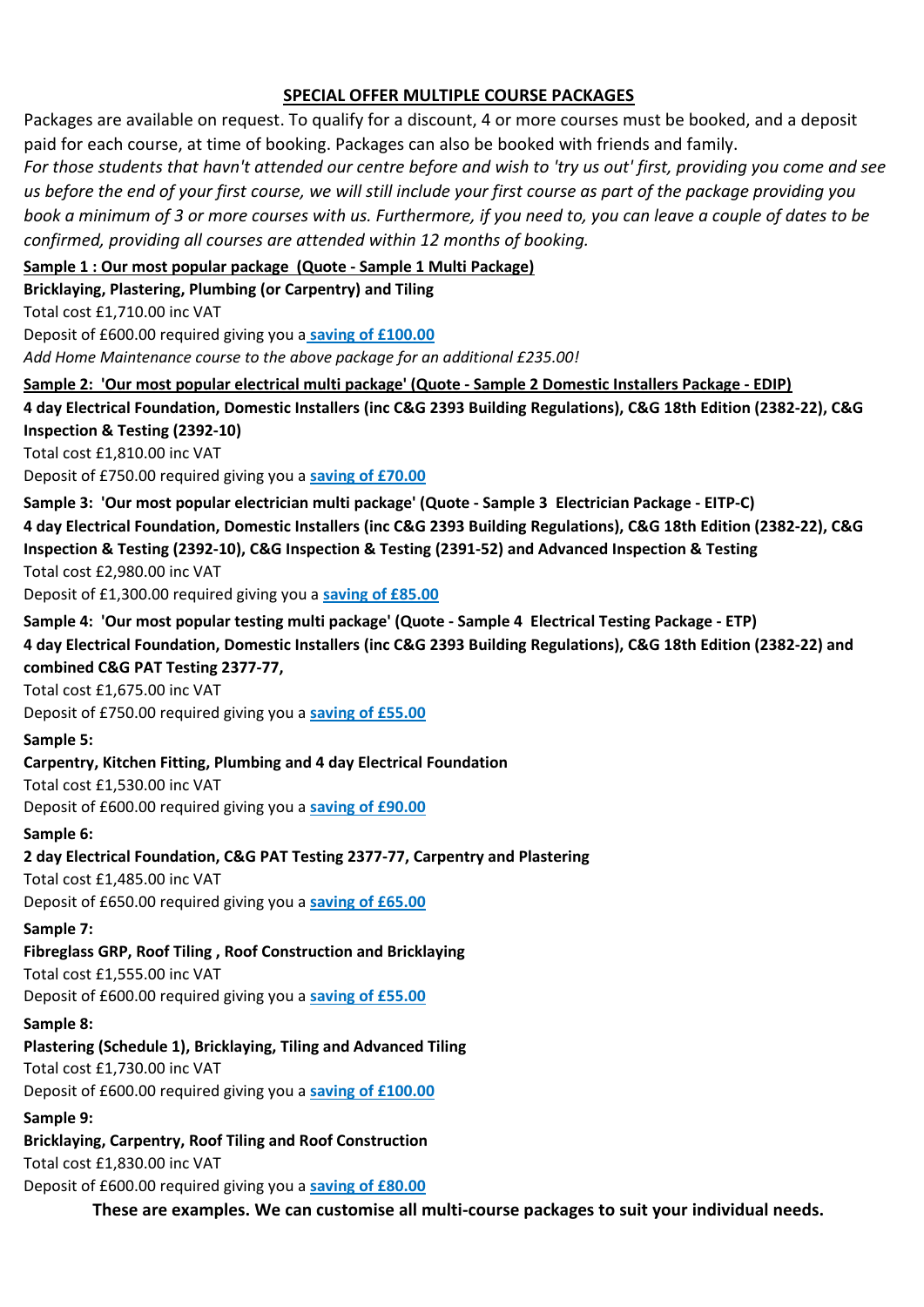## SPECIAL OFFER MULTIPLE COURSE PACKAGES

Packages are available on request. To qualify for a discount, 4 or more courses must be booked, and a deposit paid for each course, at time of booking. Packages can also be booked with friends and family.

*For those students that havn't attended our centre before and wish to 'try us out' first, providing you come and see us before the end of your first course, we will still include your first course as part of the package providing you book a minimum of 3 or more courses with us. Furthermore, if you need to, you can leave a couple of dates to be confirmed, providing all courses are attended within 12 months of booking.*

**Sample 1 : Our most popular package (Quote - Sample 1 Multi Package)**

**Bricklaying, Plastering, Plumbing (or Carpentry) and Tiling**

Total cost £1,710.00 inc VAT

Deposit of £600.00 required giving you a **saving of £100.00**

*Add Home Maintenance course to the above package for an additional £235.00!*

**Sample 2: 'Our most popular electrical multi package' (Quote - Sample 2 Domestic Installers Package - EDIP)**

**4 day Electrical Foundation, Domestic Installers (inc C&G 2393 Building Regulations), C&G 18th Edition (2382-22), C&G Inspection & Testing (2392-10)**

Total cost £1,810.00 inc VAT

Deposit of £750.00 required giving you a **saving of £70.00**

**Sample 3: 'Our most popular electrician multi package' (Quote - Sample 3 Electrician Package - EITP-C)**

**4 day Electrical Foundation, Domestic Installers (inc C&G 2393 Building Regulations), C&G 18th Edition (2382-22), C&G Inspection & Testing (2392-10), C&G Inspection & Testing (2391-52) and Advanced Inspection & Testing**

Total cost £2,980.00 inc VAT

Deposit of £1,300.00 required giving you a **saving of £85.00**

**Sample 4: 'Our most popular testing multi package' (Quote - Sample 4 Electrical Testing Package - ETP)**

**4 day Electrical Foundation, Domestic Installers (inc C&G 2393 Building Regulations), C&G 18th Edition (2382-22) and combined C&G PAT Testing 2377-77,**

Total cost £1,675.00 inc VAT

Deposit of £750.00 required giving you a **saving of £55.00**

**Sample 5:**

**Carpentry, Kitchen Fitting, Plumbing and 4 day Electrical Foundation**

Total cost £1,530.00 inc VAT

Deposit of £600.00 required giving you a **saving of £90.00**

**Sample 6:**

**2 day Electrical Foundation, C&G PAT Testing 2377-77, Carpentry and Plastering**

Total cost £1,485.00 inc VAT

Deposit of £650.00 required giving you a **saving of £65.00**

**Sample 7:**

**Fibreglass GRP, Roof Tiling , Roof Construction and Bricklaying**

Total cost £1,555.00 inc VAT

Deposit of £600.00 required giving you a **saving of £55.00**

**Sample 8:**

**Plastering (Schedule 1), Bricklaying, Tiling and Advanced Tiling**

Total cost £1,730.00 inc VAT

Deposit of £600.00 required giving you a **saving of £100.00**

**Sample 9:**

**Bricklaying, Carpentry, Roof Tiling and Roof Construction**

Total cost £1,830.00 inc VAT

Deposit of £600.00 required giving you a **saving of £80.00**

**These are examples. We can customise all multi-course packages to suit your individual needs.**